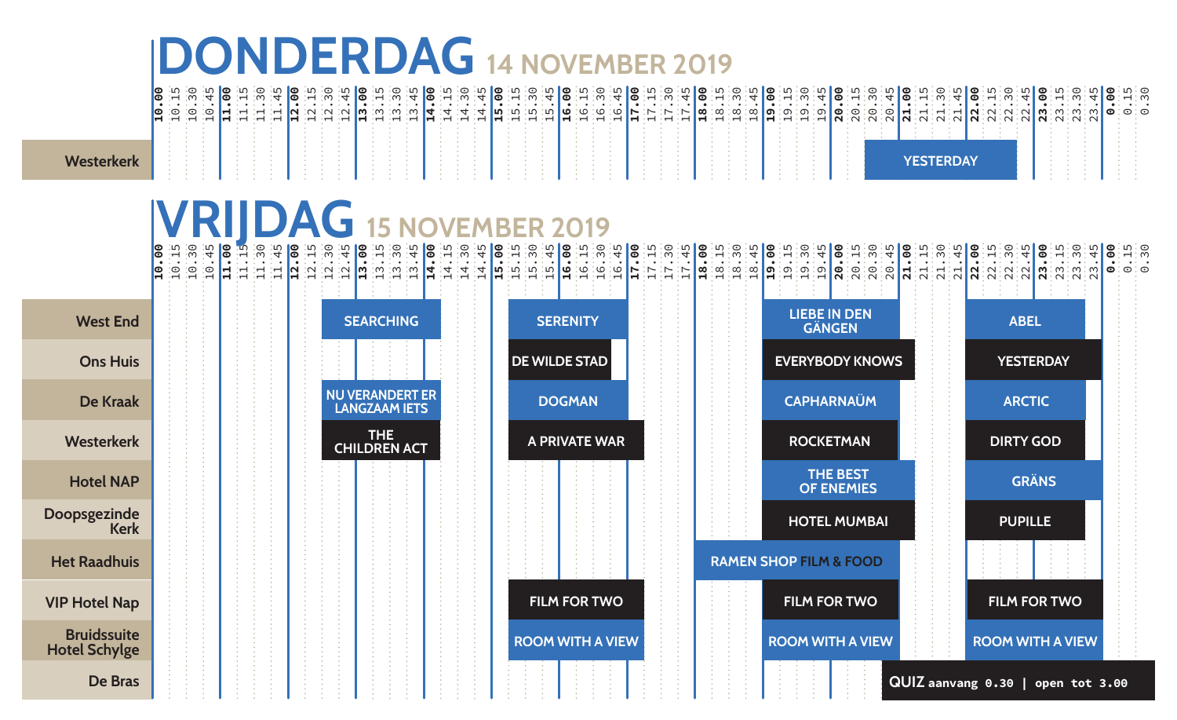# DONDERDAG 14 NOVEMBER 2019

| Locatie | Film | Tijd (ca.) |
|---|---|---|
| Westerkerk | YESTERDAY | 20.30 – 22.45 |

# VRIJDAG 15 NOVEMBER 2019

| Locatie | 12.30 – 15.00 | 15.00 – 18.00 | 18.00 – 21.00 | 21.00 – 0.30 |
|---|---|---|---|---|
| West End | SEARCHING | SERENITY | LIEBE IN DEN GÄNGEN | ABEL |
| Ons Huis | | DE WILDE STAD | EVERYBODY KNOWS | YESTERDAY |
| De Kraak | NU VERANDERT ER LANGZAAM IETS | DOGMAN | CAPHARNAÜM | ARCTIC |
| Westerkerk | THE CHILDREN ACT | A PRIVATE WAR | ROCKETMAN | DIRTY GOD |
| Hotel NAP | | | THE BEST OF ENEMIES | GRÄNS |
| Doopsgezinde Kerk | | | HOTEL MUMBAI | PUPILLE |
| Het Raadhuis | | | RAMEN SHOP FILM & FOOD | |
| VIP Hotel Nap | | FILM FOR TWO | FILM FOR TWO | FILM FOR TWO |
| Bruidssuite Hotel Schylge | | ROOM WITH A VIEW | ROOM WITH A VIEW | ROOM WITH A VIEW |
| De Bras | | | | QUIZ aanvang 0.30 \| open tot 3.00 |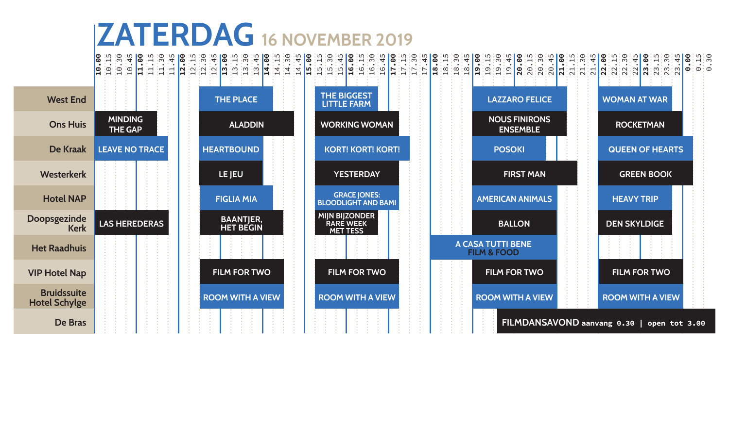# ZATERDAG 16 NOVEMBER 2019

| Locatie | 10.00 | 12.30 | 15.15 | 18.00 / 19.00 | 22.00 |
|---|---|---|---|---|---|
| West End | | THE PLACE | THE BIGGEST LITTLE FARM | LAZZARO FELICE | WOMAN AT WAR |
| Ons Huis | MINDING THE GAP | ALADDIN | WORKING WOMAN | NOUS FINIRONS ENSEMBLE | ROCKETMAN |
| De Kraak | LEAVE NO TRACE | HEARTBOUND | KORT! KORT! KORT! | POSOKI | QUEEN OF HEARTS |
| Westerkerk | | LE JEU | YESTERDAY | FIRST MAN | GREEN BOOK |
| Hotel NAP | | FIGLIA MIA | GRACE JONES: BLOODLIGHT AND BAMI | AMERICAN ANIMALS | HEAVY TRIP |
| Doopsgezinde Kerk | LAS HEREDERAS | BAANTJER, HET BEGIN | MIJN BIJZONDER RARE WEEK MET TESS | BALLON | DEN SKYLDIGE |
| Het Raadhuis | | | | A CASA TUTTI BENE FILM & FOOD | |
| VIP Hotel Nap | | FILM FOR TWO | FILM FOR TWO | FILM FOR TWO | FILM FOR TWO |
| Bruidssuite Hotel Schylge | | ROOM WITH A VIEW | ROOM WITH A VIEW | ROOM WITH A VIEW | ROOM WITH A VIEW |
| De Bras | | | | FILMDANSAVOND aanvang 0.30 \| open tot 3.00 | |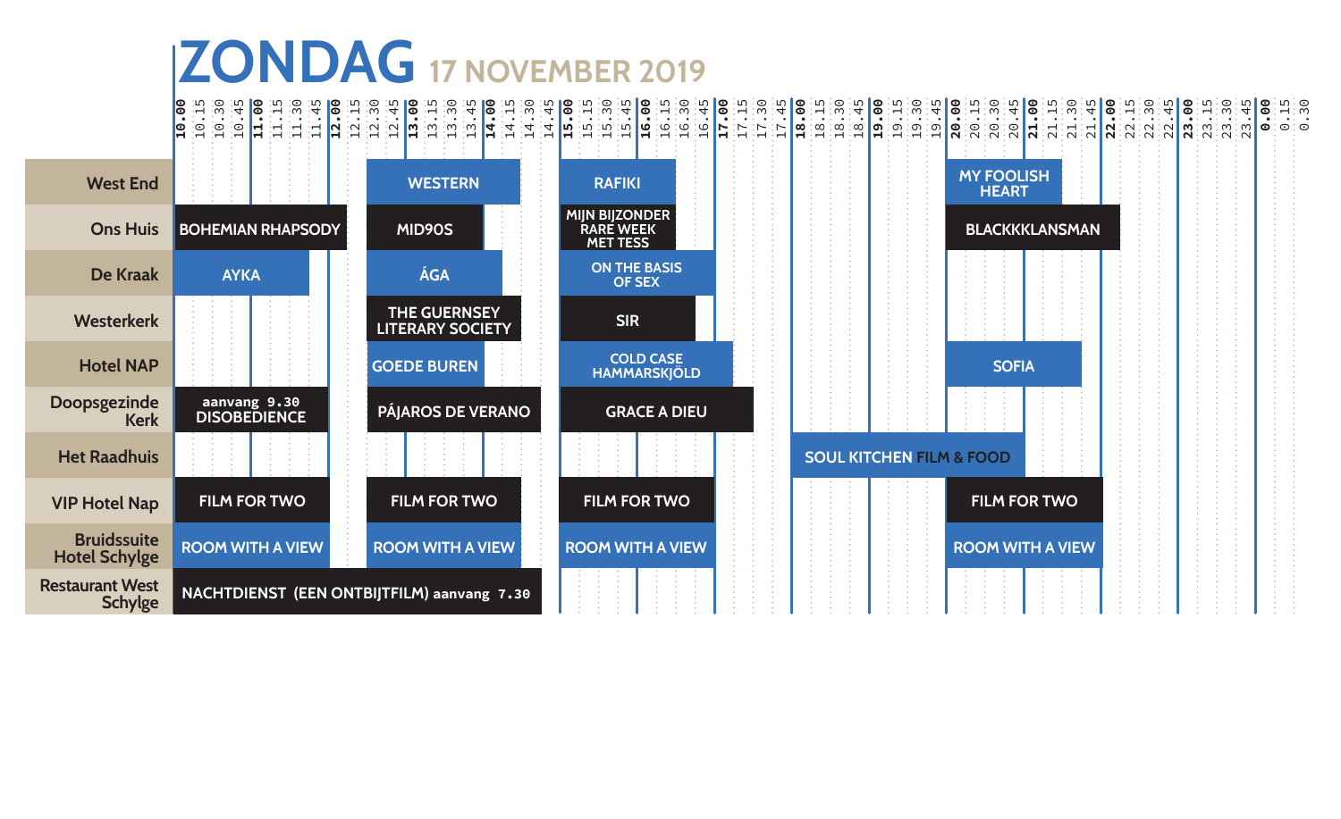# ZONDAG 17 NOVEMBER 2019

10.00 10.15 10.30 10.45 11.00 11.15 11.30 11.45 12.00 12.15 12.30 12.45 13.00 13.15 13.30 13.45 14.00 14.15 14.30 14.45 15.00 15.15 15.30 15.45 16.00 16.15 16.30 16.45 17.00 17.15 17.30 17.45 18.00 18.15 18.30 18.45 19.00 19.15 19.30 19.45 20.00 20.15 20.30 20.45 21.00 21.15 21.30 21.45 22.00 22.15 22.30 22.45 23.00 23.15 23.30 23.45 0.00 0.15 0.30

West End: WESTERN, RAFIKI, MY FOOLISH HEART

Ons Huis: BOHEMIAN RHAPSODY, MID90S, MIJN BIJZONDER RARE WEEK MET TESS, BLACKKKLANSMAN

De Kraak: AYKA, ÁGA, ON THE BASIS OF SEX

Westerkerk: THE GUERNSEY LITERARY SOCIETY, SIR

Hotel NAP: GOEDE BUREN, COLD CASE HAMMARSKJÖLD, SOFIA

Doopsgezinde Kerk: aanvang 9.30 DISOBEDIENCE, PÁJAROS DE VERANO, GRACE A DIEU

Het Raadhuis: SOUL KITCHEN FILM & FOOD

VIP Hotel Nap: FILM FOR TWO, FILM FOR TWO, FILM FOR TWO, FILM FOR TWO

Bruidssuite Hotel Schylge: ROOM WITH A VIEW, ROOM WITH A VIEW, ROOM WITH A VIEW, ROOM WITH A VIEW

Restaurant West Schylge: NACHTDIENST (EEN ONTBIJTFILM) aanvang 7.30